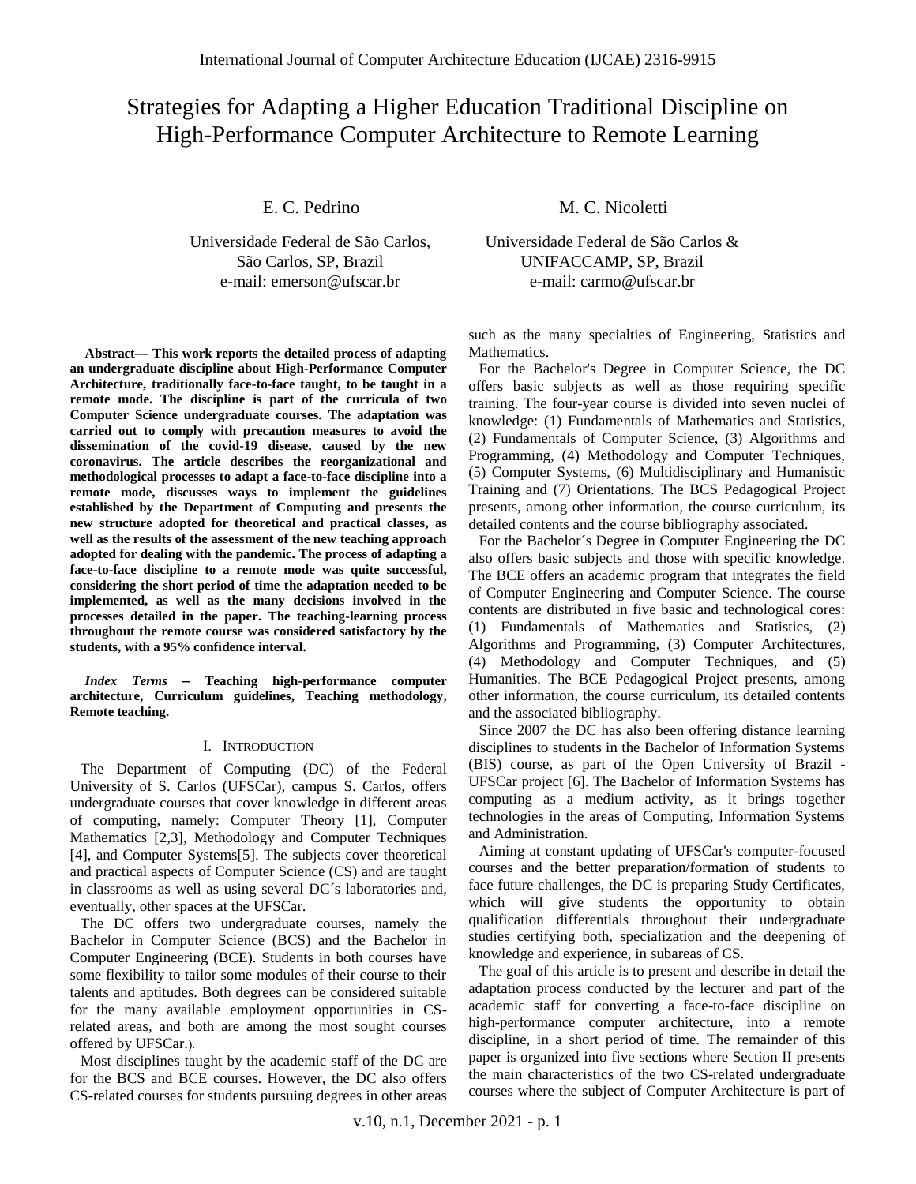# Strategies for Adapting a Higher Education Traditional Discipline on High-Performance Computer Architecture to Remote Learning

E. C. Pedrino
Universidade Federal de São Carlos,
São Carlos, SP, Brazil
e-mail: emerson@ufscar.br

M. C. Nicoletti
Universidade Federal de São Carlos &
UNIFACCAMP, SP, Brazil
e-mail: carmo@ufscar.br

**Abstract— This work reports the detailed process of adapting an undergraduate discipline about High-Performance Computer Architecture, traditionally face-to-face taught, to be taught in a remote mode. The discipline is part of the curricula of two Computer Science undergraduate courses. The adaptation was carried out to comply with precaution measures to avoid the dissemination of the covid-19 disease, caused by the new coronavirus. The article describes the reorganizational and methodological processes to adapt a face-to-face discipline into a remote mode, discusses ways to implement the guidelines established by the Department of Computing and presents the new structure adopted for theoretical and practical classes, as well as the results of the assessment of the new teaching approach adopted for dealing with the pandemic. The process of adapting a face-to-face discipline to a remote mode was quite successful, considering the short period of time the adaptation needed to be implemented, as well as the many decisions involved in the processes detailed in the paper. The teaching-learning process throughout the remote course was considered satisfactory by the students, with a 95% confidence interval.**

***Index Terms*** **– Teaching high-performance computer architecture, Curriculum guidelines, Teaching methodology, Remote teaching.**

## I. Introduction

The Department of Computing (DC) of the Federal University of S. Carlos (UFSCar), campus S. Carlos, offers undergraduate courses that cover knowledge in different areas of computing, namely: Computer Theory [1], Computer Mathematics [2,3], Methodology and Computer Techniques [4], and Computer Systems[5]. The subjects cover theoretical and practical aspects of Computer Science (CS) and are taught in classrooms as well as using several DC´s laboratories and, eventually, other spaces at the UFSCar.

The DC offers two undergraduate courses, namely the Bachelor in Computer Science (BCS) and the Bachelor in Computer Engineering (BCE). Students in both courses have some flexibility to tailor some modules of their course to their talents and aptitudes. Both degrees can be considered suitable for the many available employment opportunities in CS-related areas, and both are among the most sought courses offered by UFSCar.).

Most disciplines taught by the academic staff of the DC are for the BCS and BCE courses. However, the DC also offers CS-related courses for students pursuing degrees in other areas such as the many specialties of Engineering, Statistics and Mathematics.

For the Bachelor's Degree in Computer Science, the DC offers basic subjects as well as those requiring specific training. The four-year course is divided into seven nuclei of knowledge: (1) Fundamentals of Mathematics and Statistics, (2) Fundamentals of Computer Science, (3) Algorithms and Programming, (4) Methodology and Computer Techniques, (5) Computer Systems, (6) Multidisciplinary and Humanistic Training and (7) Orientations. The BCS Pedagogical Project presents, among other information, the course curriculum, its detailed contents and the course bibliography associated.

For the Bachelor´s Degree in Computer Engineering the DC also offers basic subjects and those with specific knowledge. The BCE offers an academic program that integrates the field of Computer Engineering and Computer Science. The course contents are distributed in five basic and technological cores: (1) Fundamentals of Mathematics and Statistics, (2) Algorithms and Programming, (3) Computer Architectures, (4) Methodology and Computer Techniques, and (5) Humanities. The BCE Pedagogical Project presents, among other information, the course curriculum, its detailed contents and the associated bibliography.

Since 2007 the DC has also been offering distance learning disciplines to students in the Bachelor of Information Systems (BIS) course, as part of the Open University of Brazil - UFSCar project [6]. The Bachelor of Information Systems has computing as a medium activity, as it brings together technologies in the areas of Computing, Information Systems and Administration.

Aiming at constant updating of UFSCar's computer-focused courses and the better preparation/formation of students to face future challenges, the DC is preparing Study Certificates, which will give students the opportunity to obtain qualification differentials throughout their undergraduate studies certifying both, specialization and the deepening of knowledge and experience, in subareas of CS.

The goal of this article is to present and describe in detail the adaptation process conducted by the lecturer and part of the academic staff for converting a face-to-face discipline on high-performance computer architecture, into a remote discipline, in a short period of time. The remainder of this paper is organized into five sections where Section II presents the main characteristics of the two CS-related undergraduate courses where the subject of Computer Architecture is part of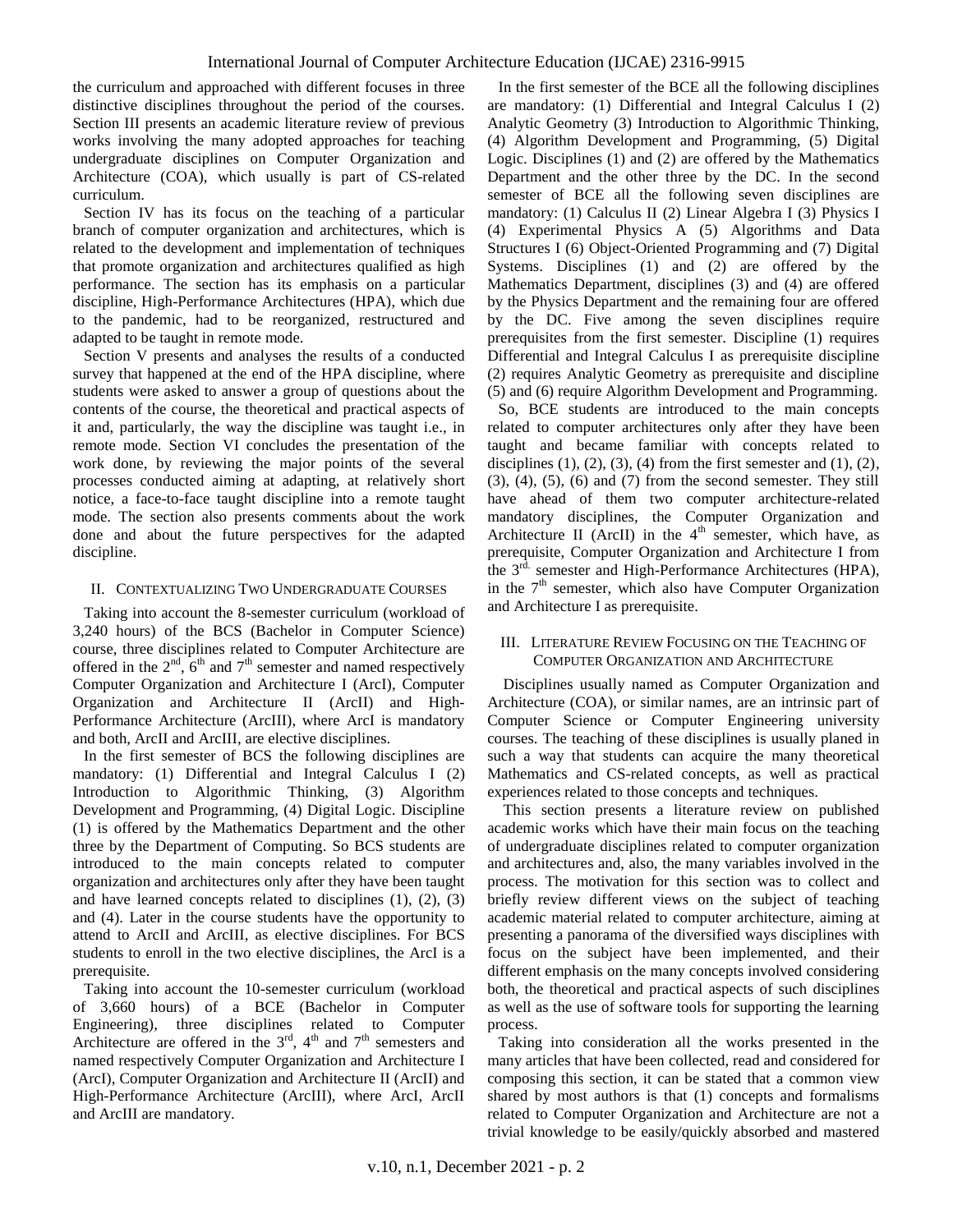the curriculum and approached with different focuses in three distinctive disciplines throughout the period of the courses. Section III presents an academic literature review of previous works involving the many adopted approaches for teaching undergraduate disciplines on Computer Organization and Architecture (COA), which usually is part of CS-related curriculum.

Section IV has its focus on the teaching of a particular branch of computer organization and architectures, which is related to the development and implementation of techniques that promote organization and architectures qualified as high performance. The section has its emphasis on a particular discipline, High-Performance Architectures (HPA), which due to the pandemic, had to be reorganized, restructured and adapted to be taught in remote mode.

Section V presents and analyses the results of a conducted survey that happened at the end of the HPA discipline, where students were asked to answer a group of questions about the contents of the course, the theoretical and practical aspects of it and, particularly, the way the discipline was taught i.e., in remote mode. Section VI concludes the presentation of the work done, by reviewing the major points of the several processes conducted aiming at adapting, at relatively short notice, a face-to-face taught discipline into a remote taught mode. The section also presents comments about the work done and about the future perspectives for the adapted discipline.

## II. Contextualizing Two Undergraduate Courses

Taking into account the 8-semester curriculum (workload of 3,240 hours) of the BCS (Bachelor in Computer Science) course, three disciplines related to Computer Architecture are offered in the 2nd, 6th and 7th semester and named respectively Computer Organization and Architecture I (ArcI), Computer Organization and Architecture II (ArcII) and High-Performance Architecture (ArcIII), where ArcI is mandatory and both, ArcII and ArcIII, are elective disciplines.

In the first semester of BCS the following disciplines are mandatory: (1) Differential and Integral Calculus I (2) Introduction to Algorithmic Thinking, (3) Algorithm Development and Programming, (4) Digital Logic. Discipline (1) is offered by the Mathematics Department and the other three by the Department of Computing. So BCS students are introduced to the main concepts related to computer organization and architectures only after they have been taught and have learned concepts related to disciplines (1), (2), (3) and (4). Later in the course students have the opportunity to attend to ArcII and ArcIII, as elective disciplines. For BCS students to enroll in the two elective disciplines, the ArcI is a prerequisite.

Taking into account the 10-semester curriculum (workload of 3,660 hours) of a BCE (Bachelor in Computer Engineering), three disciplines related to Computer Architecture are offered in the 3rd, 4th and 7th semesters and named respectively Computer Organization and Architecture I (ArcI), Computer Organization and Architecture II (ArcII) and High-Performance Architecture (ArcIII), where ArcI, ArcII and ArcIII are mandatory.

In the first semester of the BCE all the following disciplines are mandatory: (1) Differential and Integral Calculus I (2) Analytic Geometry (3) Introduction to Algorithmic Thinking, (4) Algorithm Development and Programming, (5) Digital Logic. Disciplines (1) and (2) are offered by the Mathematics Department and the other three by the DC. In the second semester of BCE all the following seven disciplines are mandatory: (1) Calculus II (2) Linear Algebra I (3) Physics I (4) Experimental Physics A (5) Algorithms and Data Structures I (6) Object-Oriented Programming and (7) Digital Systems. Disciplines (1) and (2) are offered by the Mathematics Department, disciplines (3) and (4) are offered by the Physics Department and the remaining four are offered by the DC. Five among the seven disciplines require prerequisites from the first semester. Discipline (1) requires Differential and Integral Calculus I as prerequisite discipline (2) requires Analytic Geometry as prerequisite and discipline (5) and (6) require Algorithm Development and Programming.

So, BCE students are introduced to the main concepts related to computer architectures only after they have been taught and became familiar with concepts related to disciplines (1), (2), (3), (4) from the first semester and (1), (2), (3), (4), (5), (6) and (7) from the second semester. They still have ahead of them two computer architecture-related mandatory disciplines, the Computer Organization and Architecture II (ArcII) in the 4th semester, which have, as prerequisite, Computer Organization and Architecture I from the 3rd. semester and High-Performance Architectures (HPA), in the 7th semester, which also have Computer Organization and Architecture I as prerequisite.

## III. Literature Review Focusing on the Teaching of Computer Organization and Architecture

Disciplines usually named as Computer Organization and Architecture (COA), or similar names, are an intrinsic part of Computer Science or Computer Engineering university courses. The teaching of these disciplines is usually planed in such a way that students can acquire the many theoretical Mathematics and CS-related concepts, as well as practical experiences related to those concepts and techniques.

This section presents a literature review on published academic works which have their main focus on the teaching of undergraduate disciplines related to computer organization and architectures and, also, the many variables involved in the process. The motivation for this section was to collect and briefly review different views on the subject of teaching academic material related to computer architecture, aiming at presenting a panorama of the diversified ways disciplines with focus on the subject have been implemented, and their different emphasis on the many concepts involved considering both, the theoretical and practical aspects of such disciplines as well as the use of software tools for supporting the learning process.

Taking into consideration all the works presented in the many articles that have been collected, read and considered for composing this section, it can be stated that a common view shared by most authors is that (1) concepts and formalisms related to Computer Organization and Architecture are not a trivial knowledge to be easily/quickly absorbed and mastered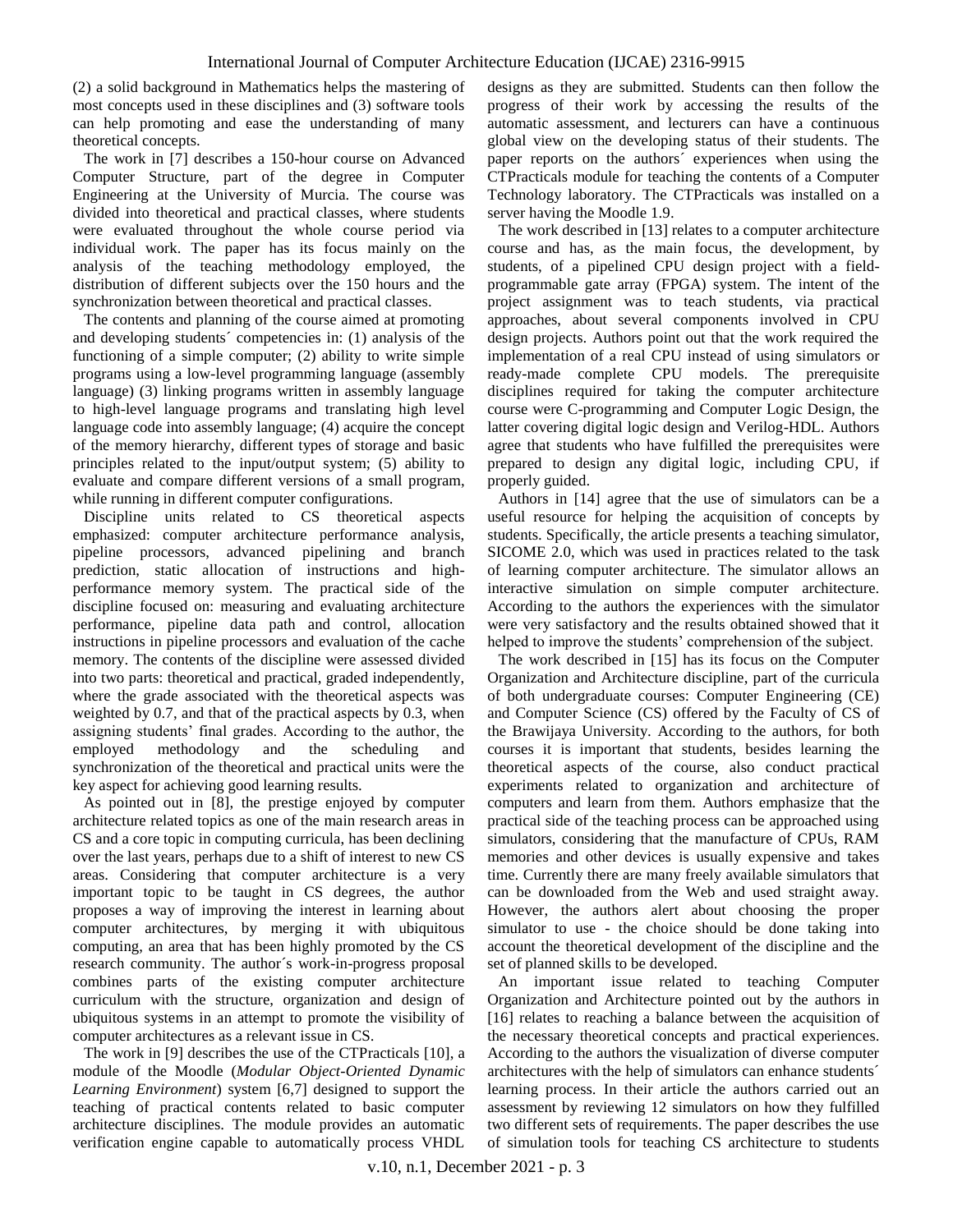(2) a solid background in Mathematics helps the mastering of most concepts used in these disciplines and (3) software tools can help promoting and ease the understanding of many theoretical concepts.

The work in [7] describes a 150-hour course on Advanced Computer Structure, part of the degree in Computer Engineering at the University of Murcia. The course was divided into theoretical and practical classes, where students were evaluated throughout the whole course period via individual work. The paper has its focus mainly on the analysis of the teaching methodology employed, the distribution of different subjects over the 150 hours and the synchronization between theoretical and practical classes.

The contents and planning of the course aimed at promoting and developing students´ competencies in: (1) analysis of the functioning of a simple computer; (2) ability to write simple programs using a low-level programming language (assembly language) (3) linking programs written in assembly language to high-level language programs and translating high level language code into assembly language; (4) acquire the concept of the memory hierarchy, different types of storage and basic principles related to the input/output system; (5) ability to evaluate and compare different versions of a small program, while running in different computer configurations.

Discipline units related to CS theoretical aspects emphasized: computer architecture performance analysis, pipeline processors, advanced pipelining and branch prediction, static allocation of instructions and high-performance memory system. The practical side of the discipline focused on: measuring and evaluating architecture performance, pipeline data path and control, allocation instructions in pipeline processors and evaluation of the cache memory. The contents of the discipline were assessed divided into two parts: theoretical and practical, graded independently, where the grade associated with the theoretical aspects was weighted by 0.7, and that of the practical aspects by 0.3, when assigning students' final grades. According to the author, the employed methodology and the scheduling and synchronization of the theoretical and practical units were the key aspect for achieving good learning results.

As pointed out in [8], the prestige enjoyed by computer architecture related topics as one of the main research areas in CS and a core topic in computing curricula, has been declining over the last years, perhaps due to a shift of interest to new CS areas. Considering that computer architecture is a very important topic to be taught in CS degrees, the author proposes a way of improving the interest in learning about computer architectures, by merging it with ubiquitous computing, an area that has been highly promoted by the CS research community. The author´s work-in-progress proposal combines parts of the existing computer architecture curriculum with the structure, organization and design of ubiquitous systems in an attempt to promote the visibility of computer architectures as a relevant issue in CS.

The work in [9] describes the use of the CTPracticals [10], a module of the Moodle (*Modular Object-Oriented Dynamic Learning Environment*) system [6,7] designed to support the teaching of practical contents related to basic computer architecture disciplines. The module provides an automatic verification engine capable to automatically process VHDL designs as they are submitted. Students can then follow the progress of their work by accessing the results of the automatic assessment, and lecturers can have a continuous global view on the developing status of their students. The paper reports on the authors´ experiences when using the CTPracticals module for teaching the contents of a Computer Technology laboratory. The CTPracticals was installed on a server having the Moodle 1.9.

The work described in [13] relates to a computer architecture course and has, as the main focus, the development, by students, of a pipelined CPU design project with a field-programmable gate array (FPGA) system. The intent of the project assignment was to teach students, via practical approaches, about several components involved in CPU design projects. Authors point out that the work required the implementation of a real CPU instead of using simulators or ready-made complete CPU models. The prerequisite disciplines required for taking the computer architecture course were C-programming and Computer Logic Design, the latter covering digital logic design and Verilog-HDL. Authors agree that students who have fulfilled the prerequisites were prepared to design any digital logic, including CPU, if properly guided.

Authors in [14] agree that the use of simulators can be a useful resource for helping the acquisition of concepts by students. Specifically, the article presents a teaching simulator, SICOME 2.0, which was used in practices related to the task of learning computer architecture. The simulator allows an interactive simulation on simple computer architecture. According to the authors the experiences with the simulator were very satisfactory and the results obtained showed that it helped to improve the students' comprehension of the subject.

The work described in [15] has its focus on the Computer Organization and Architecture discipline, part of the curricula of both undergraduate courses: Computer Engineering (CE) and Computer Science (CS) offered by the Faculty of CS of the Brawijaya University. According to the authors, for both courses it is important that students, besides learning the theoretical aspects of the course, also conduct practical experiments related to organization and architecture of computers and learn from them. Authors emphasize that the practical side of the teaching process can be approached using simulators, considering that the manufacture of CPUs, RAM memories and other devices is usually expensive and takes time. Currently there are many freely available simulators that can be downloaded from the Web and used straight away. However, the authors alert about choosing the proper simulator to use - the choice should be done taking into account the theoretical development of the discipline and the set of planned skills to be developed.

An important issue related to teaching Computer Organization and Architecture pointed out by the authors in [16] relates to reaching a balance between the acquisition of the necessary theoretical concepts and practical experiences. According to the authors the visualization of diverse computer architectures with the help of simulators can enhance students´ learning process. In their article the authors carried out an assessment by reviewing 12 simulators on how they fulfilled two different sets of requirements. The paper describes the use of simulation tools for teaching CS architecture to students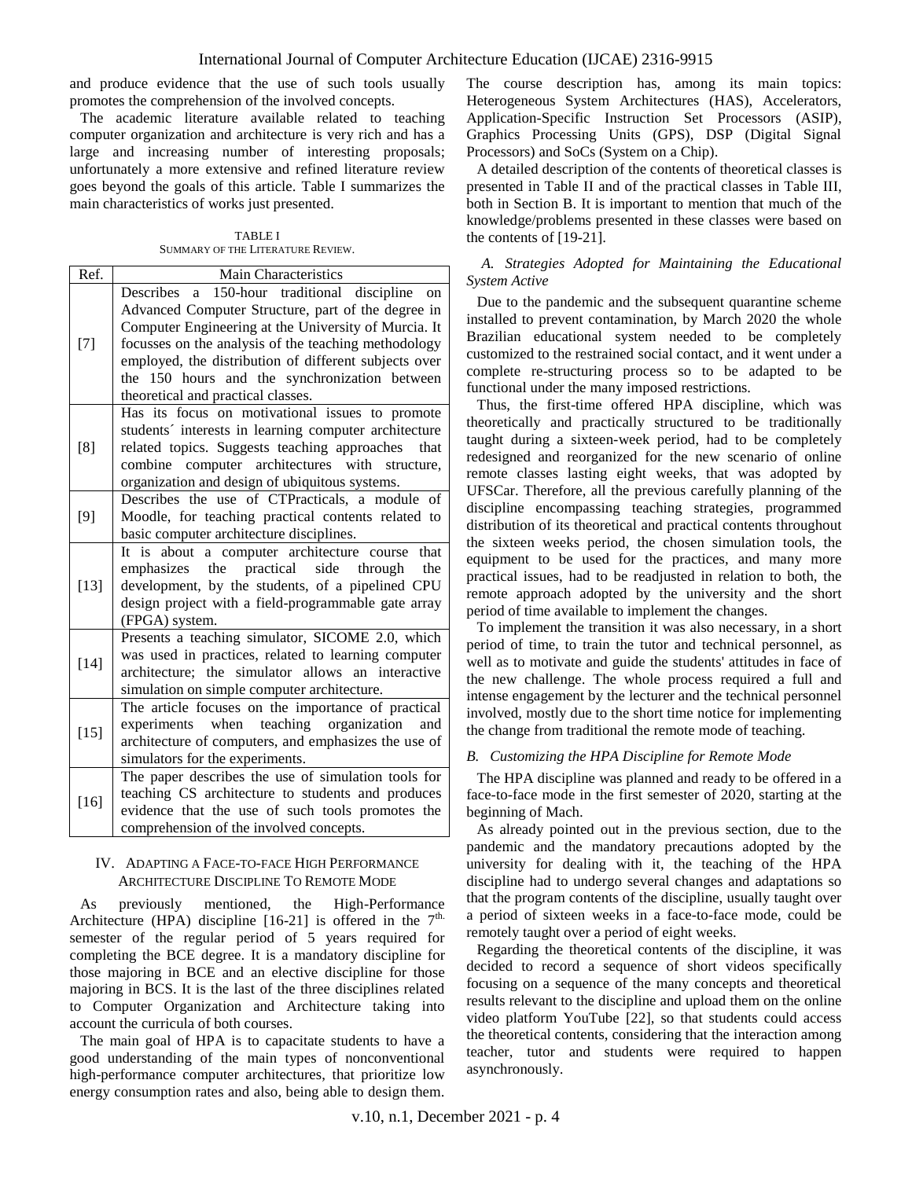and produce evidence that the use of such tools usually promotes the comprehension of the involved concepts.

The academic literature available related to teaching computer organization and architecture is very rich and has a large and increasing number of interesting proposals; unfortunately a more extensive and refined literature review goes beyond the goals of this article. Table I summarizes the main characteristics of works just presented.

TABLE I
SUMMARY OF THE LITERATURE REVIEW.

| Ref. | Main Characteristics |
| --- | --- |
| [7] | Describes a 150-hour traditional discipline on Advanced Computer Structure, part of the degree in Computer Engineering at the University of Murcia. It focusses on the analysis of the teaching methodology employed, the distribution of different subjects over the 150 hours and the synchronization between theoretical and practical classes. |
| [8] | Has its focus on motivational issues to promote students´ interests in learning computer architecture related topics. Suggests teaching approaches that combine computer architectures with structure, organization and design of ubiquitous systems. |
| [9] | Describes the use of CTPracticals, a module of Moodle, for teaching practical contents related to basic computer architecture disciplines. |
| [13] | It is about a computer architecture course that emphasizes the practical side through the development, by the students, of a pipelined CPU design project with a field-programmable gate array (FPGA) system. |
| [14] | Presents a teaching simulator, SICOME 2.0, which was used in practices, related to learning computer architecture; the simulator allows an interactive simulation on simple computer architecture. |
| [15] | The article focuses on the importance of practical experiments when teaching organization and architecture of computers, and emphasizes the use of simulators for the experiments. |
| [16] | The paper describes the use of simulation tools for teaching CS architecture to students and produces evidence that the use of such tools promotes the comprehension of the involved concepts. |

## IV. Adapting a Face-to-face High Performance Architecture Discipline To Remote Mode

As previously mentioned, the High-Performance Architecture (HPA) discipline [16-21] is offered in the 7th. semester of the regular period of 5 years required for completing the BCE degree. It is a mandatory discipline for those majoring in BCE and an elective discipline for those majoring in BCS. It is the last of the three disciplines related to Computer Organization and Architecture taking into account the curricula of both courses.

The main goal of HPA is to capacitate students to have a good understanding of the main types of nonconventional high-performance computer architectures, that prioritize low energy consumption rates and also, being able to design them. The course description has, among its main topics: Heterogeneous System Architectures (HAS), Accelerators, Application-Specific Instruction Set Processors (ASIP), Graphics Processing Units (GPS), DSP (Digital Signal Processors) and SoCs (System on a Chip).

A detailed description of the contents of theoretical classes is presented in Table II and of the practical classes in Table III, both in Section B. It is important to mention that much of the knowledge/problems presented in these classes were based on the contents of [19-21].

### *A. Strategies Adopted for Maintaining the Educational System Active*

Due to the pandemic and the subsequent quarantine scheme installed to prevent contamination, by March 2020 the whole Brazilian educational system needed to be completely customized to the restrained social contact, and it went under a complete re-structuring process so to be adapted to be functional under the many imposed restrictions.

Thus, the first-time offered HPA discipline, which was theoretically and practically structured to be traditionally taught during a sixteen-week period, had to be completely redesigned and reorganized for the new scenario of online remote classes lasting eight weeks, that was adopted by UFSCar. Therefore, all the previous carefully planning of the discipline encompassing teaching strategies, programmed distribution of its theoretical and practical contents throughout the sixteen weeks period, the chosen simulation tools, the equipment to be used for the practices, and many more practical issues, had to be readjusted in relation to both, the remote approach adopted by the university and the short period of time available to implement the changes.

To implement the transition it was also necessary, in a short period of time, to train the tutor and technical personnel, as well as to motivate and guide the students' attitudes in face of the new challenge. The whole process required a full and intense engagement by the lecturer and the technical personnel involved, mostly due to the short time notice for implementing the change from traditional the remote mode of teaching.

### *B. Customizing the HPA Discipline for Remote Mode*

The HPA discipline was planned and ready to be offered in a face-to-face mode in the first semester of 2020, starting at the beginning of Mach.

As already pointed out in the previous section, due to the pandemic and the mandatory precautions adopted by the university for dealing with it, the teaching of the HPA discipline had to undergo several changes and adaptations so that the program contents of the discipline, usually taught over a period of sixteen weeks in a face-to-face mode, could be remotely taught over a period of eight weeks.

Regarding the theoretical contents of the discipline, it was decided to record a sequence of short videos specifically focusing on a sequence of the many concepts and theoretical results relevant to the discipline and upload them on the online video platform YouTube [22], so that students could access the theoretical contents, considering that the interaction among teacher, tutor and students were required to happen asynchronously.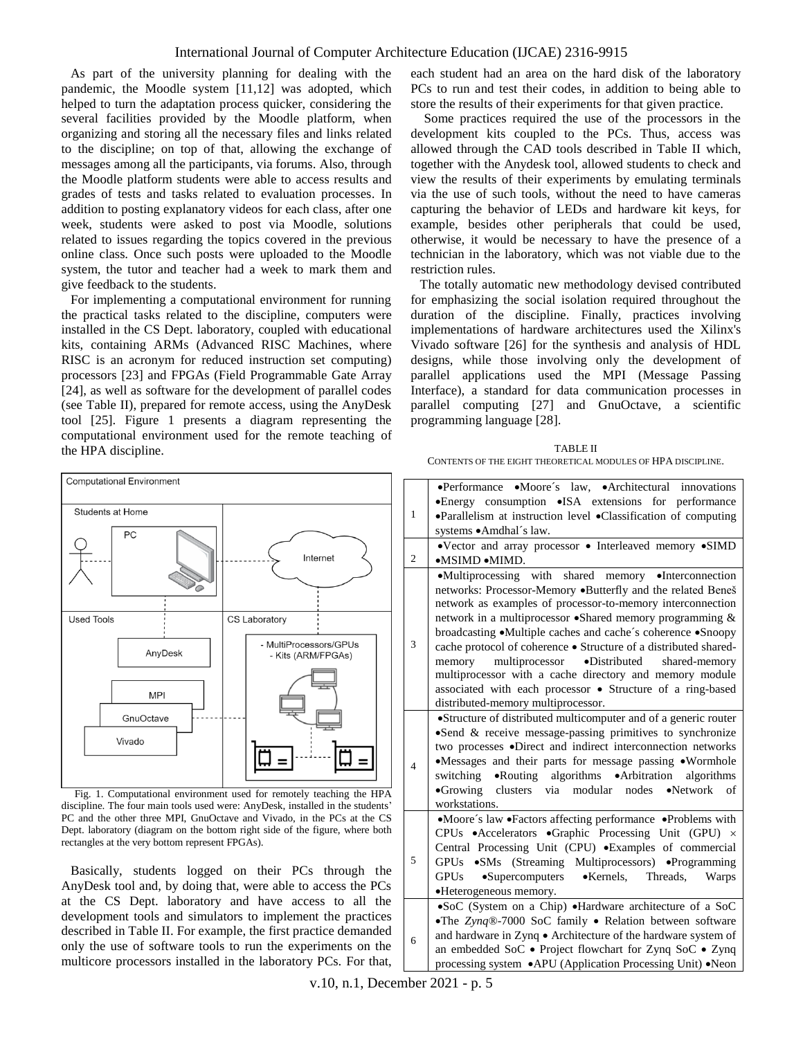As part of the university planning for dealing with the pandemic, the Moodle system [11,12] was adopted, which helped to turn the adaptation process quicker, considering the several facilities provided by the Moodle platform, when organizing and storing all the necessary files and links related to the discipline; on top of that, allowing the exchange of messages among all the participants, via forums. Also, through the Moodle platform students were able to access results and grades of tests and tasks related to evaluation processes. In addition to posting explanatory videos for each class, after one week, students were asked to post via Moodle, solutions related to issues regarding the topics covered in the previous online class. Once such posts were uploaded to the Moodle system, the tutor and teacher had a week to mark them and give feedback to the students.

For implementing a computational environment for running the practical tasks related to the discipline, computers were installed in the CS Dept. laboratory, coupled with educational kits, containing ARMs (Advanced RISC Machines, where RISC is an acronym for reduced instruction set computing) processors [23] and FPGAs (Field Programmable Gate Array [24], as well as software for the development of parallel codes (see Table II), prepared for remote access, using the AnyDesk tool [25]. Figure 1 presents a diagram representing the computational environment used for the remote teaching of the HPA discipline.

Fig. 1. Computational environment used for remotely teaching the HPA discipline. The four main tools used were: AnyDesk, installed in the students' PC and the other three MPI, GnuOctave and Vivado, in the PCs at the CS Dept. laboratory (diagram on the bottom right side of the figure, where both rectangles at the very bottom represent FPGAs).

Basically, students logged on their PCs through the AnyDesk tool and, by doing that, were able to access the PCs at the CS Dept. laboratory and have access to all the development tools and simulators to implement the practices described in Table II. For example, the first practice demanded only the use of software tools to run the experiments on the multicore processors installed in the laboratory PCs. For that, each student had an area on the hard disk of the laboratory PCs to run and test their codes, in addition to being able to store the results of their experiments for that given practice.

Some practices required the use of the processors in the development kits coupled to the PCs. Thus, access was allowed through the CAD tools described in Table II which, together with the Anydesk tool, allowed students to check and view the results of their experiments by emulating terminals via the use of such tools, without the need to have cameras capturing the behavior of LEDs and hardware kit keys, for example, besides other peripherals that could be used, otherwise, it would be necessary to have the presence of a technician in the laboratory, which was not viable due to the restriction rules.

The totally automatic new methodology devised contributed for emphasizing the social isolation required throughout the duration of the discipline. Finally, practices involving implementations of hardware architectures used the Xilinx's Vivado software [26] for the synthesis and analysis of HDL designs, while those involving only the development of parallel applications used the MPI (Message Passing Interface), a standard for data communication processes in parallel computing [27] and GnuOctave, a scientific programming language [28].

TABLE II
CONTENTS OF THE EIGHT THEORETICAL MODULES OF HPA DISCIPLINE.

| | |
|---|---|
| 1 | •Performance •Moore´s law, •Architectural innovations •Energy consumption •ISA extensions for performance •Parallelism at instruction level •Classification of computing systems •Amdhal´s law. |
| 2 | •Vector and array processor • Interleaved memory •SIMD •MSIMD •MIMD. |
| 3 | •Multiprocessing with shared memory •Interconnection networks: Processor-Memory •Butterfly and the related Beneš network as examples of processor-to-memory interconnection network in a multiprocessor •Shared memory programming & broadcasting •Multiple caches and cache´s coherence •Snoopy cache protocol of coherence • Structure of a distributed shared-memory multiprocessor •Distributed shared-memory multiprocessor with a cache directory and memory module associated with each processor • Structure of a ring-based distributed-memory multiprocessor. |
| 4 | •Structure of distributed multicomputer and of a generic router •Send & receive message-passing primitives to synchronize two processes •Direct and indirect interconnection networks •Messages and their parts for message passing •Wormhole switching •Routing algorithms •Arbitration algorithms •Growing clusters via modular nodes •Network of workstations. |
| 5 | •Moore´s law •Factors affecting performance •Problems with CPUs •Accelerators •Graphic Processing Unit (GPU) × Central Processing Unit (CPU) •Examples of commercial GPUs •SMs (Streaming Multiprocessors) •Programming GPUs •Supercomputers •Kernels, Threads, Warps •Heterogeneous memory. |
| 6 | •SoC (System on a Chip) •Hardware architecture of a SoC •The *Zynq*®-7000 SoC family • Relation between software and hardware in Zynq • Architecture of the hardware system of an embedded SoC • Project flowchart for Zynq SoC • Zynq processing system •APU (Application Processing Unit) •Neon |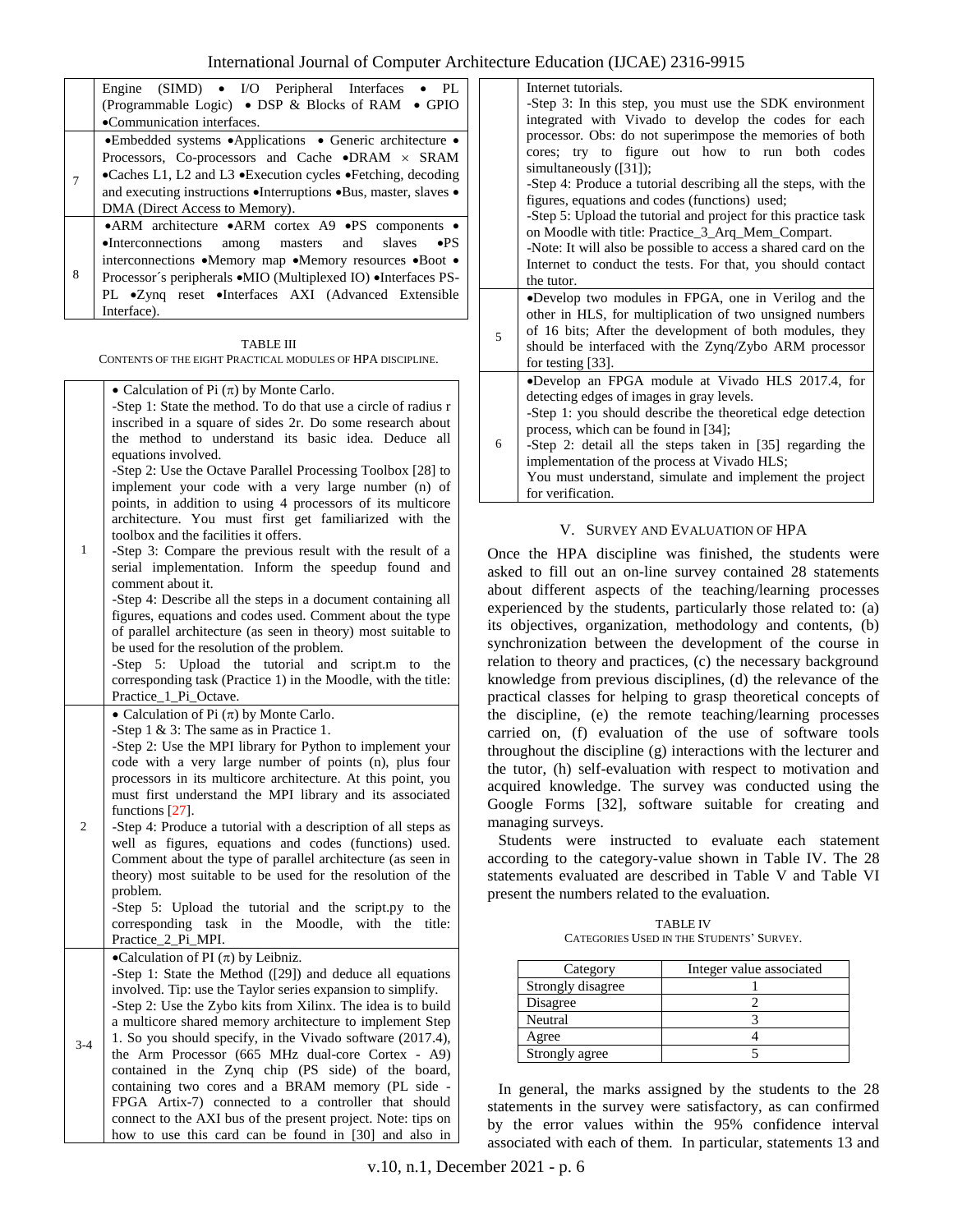| | |
|---|---|
| | Engine (SIMD) • I/O Peripheral Interfaces • PL (Programmable Logic) • DSP & Blocks of RAM • GPIO •Communication interfaces. |
| 7 | •Embedded systems •Applications • Generic architecture • Processors, Co-processors and Cache •DRAM × SRAM •Caches L1, L2 and L3 •Execution cycles •Fetching, decoding and executing instructions •Interruptions •Bus, master, slaves • DMA (Direct Access to Memory). |
| 8 | •ARM architecture •ARM cortex A9 •PS components • •Interconnections among masters and slaves •PS interconnections •Memory map •Memory resources •Boot • Processor´s peripherals •MIO (Multiplexed IO) •Interfaces PS-PL •Zynq reset •Interfaces AXI (Advanced Extensible Interface). |

TABLE III
CONTENTS OF THE EIGHT PRACTICAL MODULES OF HPA DISCIPLINE.

| | |
|---|---|
| 1 | • Calculation of Pi ($\pi$) by Monte Carlo.<br>-Step 1: State the method. To do that use a circle of radius r inscribed in a square of sides 2r. Do some research about the method to understand its basic idea. Deduce all equations involved.<br>-Step 2: Use the Octave Parallel Processing Toolbox [28] to implement your code with a very large number (n) of points, in addition to using 4 processors of its multicore architecture. You must first get familiarized with the toolbox and the facilities it offers.<br>-Step 3: Compare the previous result with the result of a serial implementation. Inform the speedup found and comment about it.<br>-Step 4: Describe all the steps in a document containing all figures, equations and codes used. Comment about the type of parallel architecture (as seen in theory) most suitable to be used for the resolution of the problem.<br>-Step 5: Upload the tutorial and script.m to the corresponding task (Practice 1) in the Moodle, with the title: Practice_1_Pi_Octave. |
| 2 | • Calculation of Pi ($\pi$) by Monte Carlo.<br>-Step 1 & 3: The same as in Practice 1.<br>-Step 2: Use the MPI library for Python to implement your code with a very large number of points (n), plus four processors in its multicore architecture. At this point, you must first understand the MPI library and its associated functions [27].<br>-Step 4: Produce a tutorial with a description of all steps as well as figures, equations and codes (functions) used. Comment about the type of parallel architecture (as seen in theory) most suitable to be used for the resolution of the problem.<br>-Step 5: Upload the tutorial and the script.py to the corresponding task in the Moodle, with the title: Practice_2_Pi_MPI. |
| 3-4 | •Calculation of PI ($\pi$) by Leibniz.<br>-Step 1: State the Method ([29]) and deduce all equations involved. Tip: use the Taylor series expansion to simplify.<br>-Step 2: Use the Zybo kits from Xilinx. The idea is to build a multicore shared memory architecture to implement Step 1. So you should specify, in the Vivado software (2017.4), the Arm Processor (665 MHz dual-core Cortex - A9) contained in the Zynq chip (PS side) of the board, containing two cores and a BRAM memory (PL side - FPGA Artix-7) connected to a controller that should connect to the AXI bus of the present project. Note: tips on how to use this card can be found in [30] and also in Internet tutorials.<br>-Step 3: In this step, you must use the SDK environment integrated with Vivado to develop the codes for each processor. Obs: do not superimpose the memories of both cores; try to figure out how to run both codes simultaneously ([31]);<br>-Step 4: Produce a tutorial describing all the steps, with the figures, equations and codes (functions) used;<br>-Step 5: Upload the tutorial and project for this practice task on Moodle with title: Practice_3_Arq_Mem_Compart.<br>-Note: It will also be possible to access a shared card on the Internet to conduct the tests. For that, you should contact the tutor. |
| 5 | •Develop two modules in FPGA, one in Verilog and the other in HLS, for multiplication of two unsigned numbers of 16 bits; After the development of both modules, they should be interfaced with the Zynq/Zybo ARM processor for testing [33]. |
| 6 | •Develop an FPGA module at Vivado HLS 2017.4, for detecting edges of images in gray levels.<br>-Step 1: you should describe the theoretical edge detection process, which can be found in [34];<br>-Step 2: detail all the steps taken in [35] regarding the implementation of the process at Vivado HLS;<br>You must understand, simulate and implement the project for verification. |

## V. SURVEY AND EVALUATION OF HPA

Once the HPA discipline was finished, the students were asked to fill out an on-line survey contained 28 statements about different aspects of the teaching/learning processes experienced by the students, particularly those related to: (a) its objectives, organization, methodology and contents, (b) synchronization between the development of the course in relation to theory and practices, (c) the necessary background knowledge from previous disciplines, (d) the relevance of the practical classes for helping to grasp theoretical concepts of the discipline, (e) the remote teaching/learning processes carried on, (f) evaluation of the use of software tools throughout the discipline (g) interactions with the lecturer and the tutor, (h) self-evaluation with respect to motivation and acquired knowledge. The survey was conducted using the Google Forms [32], software suitable for creating and managing surveys.

Students were instructed to evaluate each statement according to the category-value shown in Table IV. The 28 statements evaluated are described in Table V and Table VI present the numbers related to the evaluation.

TABLE IV
CATEGORIES USED IN THE STUDENTS' SURVEY.

| Category | Integer value associated |
|---|---|
| Strongly disagree | 1 |
| Disagree | 2 |
| Neutral | 3 |
| Agree | 4 |
| Strongly agree | 5 |

In general, the marks assigned by the students to the 28 statements in the survey were satisfactory, as can confirmed by the error values within the 95% confidence interval associated with each of them. In particular, statements 13 and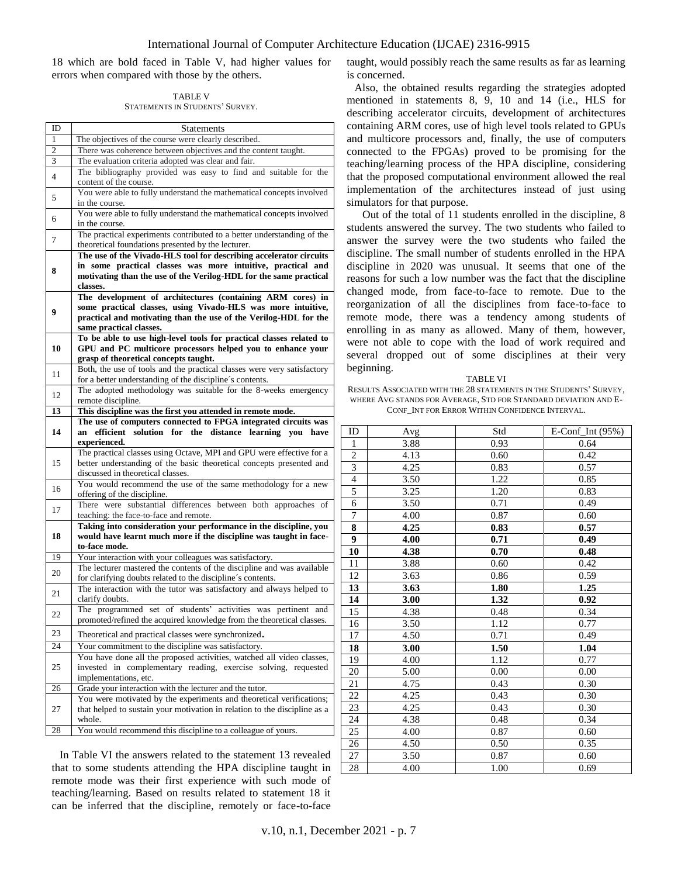18 which are bold faced in Table V, had higher values for errors when compared with those by the others.

TABLE V
STATEMENTS IN STUDENTS' SURVEY.

| ID | Statements |
|---|---|
| 1 | The objectives of the course were clearly described. |
| 2 | There was coherence between objectives and the content taught. |
| 3 | The evaluation criteria adopted was clear and fair. |
| 4 | The bibliography provided was easy to find and suitable for the content of the course. |
| 5 | You were able to fully understand the mathematical concepts involved in the course. |
| 6 | You were able to fully understand the mathematical concepts involved in the course. |
| 7 | The practical experiments contributed to a better understanding of the theoretical foundations presented by the lecturer. |
| **8** | **The use of the Vivado-HLS tool for describing accelerator circuits in some practical classes was more intuitive, practical and motivating than the use of the Verilog-HDL for the same practical classes.** |
| **9** | **The development of architectures (containing ARM cores) in some practical classes, using Vivado-HLS was more intuitive, practical and motivating than the use of the Verilog-HDL for the same practical classes.** |
| **10** | **To be able to use high-level tools for practical classes related to GPU and PC multicore processors helped you to enhance your grasp of theoretical concepts taught.** |
| 11 | Both, the use of tools and the practical classes were very satisfactory for a better understanding of the discipline´s contents. |
| 12 | The adopted methodology was suitable for the 8-weeks emergency remote discipline. |
| **13** | **This discipline was the first you attended in remote mode.** |
| **14** | **The use of computers connected to FPGA integrated circuits was an efficient solution for the distance learning you have experienced.** |
| 15 | The practical classes using Octave, MPI and GPU were effective for a better understanding of the basic theoretical concepts presented and discussed in theoretical classes. |
| 16 | You would recommend the use of the same methodology for a new offering of the discipline. |
| 17 | There were substantial differences between both approaches of teaching: the face-to-face and remote. |
| **18** | **Taking into consideration your performance in the discipline, you would have learnt much more if the discipline was taught in face-to-face mode.** |
| 19 | Your interaction with your colleagues was satisfactory. |
| 20 | The lecturer mastered the contents of the discipline and was available for clarifying doubts related to the discipline´s contents. |
| 21 | The interaction with the tutor was satisfactory and always helped to clarify doubts. |
| 22 | The programmed set of students' activities was pertinent and promoted/refined the acquired knowledge from the theoretical classes. |
| 23 | Theoretical and practical classes were synchronized. |
| 24 | Your commitment to the discipline was satisfactory. |
| 25 | You have done all the proposed activities, watched all video classes, invested in complementary reading, exercise solving, requested implementations, etc. |
| 26 | Grade your interaction with the lecturer and the tutor. |
| 27 | You were motivated by the experiments and theoretical verifications; that helped to sustain your motivation in relation to the discipline as a whole. |
| 28 | You would recommend this discipline to a colleague of yours. |

In Table VI the answers related to the statement 13 revealed that to some students attending the HPA discipline taught in remote mode was their first experience with such mode of teaching/learning. Based on results related to statement 18 it can be inferred that the discipline, remotely or face-to-face taught, would possibly reach the same results as far as learning is concerned.

Also, the obtained results regarding the strategies adopted mentioned in statements 8, 9, 10 and 14 (i.e., HLS for describing accelerator circuits, development of architectures containing ARM cores, use of high level tools related to GPUs and multicore processors and, finally, the use of computers connected to the FPGAs) proved to be promising for the teaching/learning process of the HPA discipline, considering that the proposed computational environment allowed the real implementation of the architectures instead of just using simulators for that purpose.

Out of the total of 11 students enrolled in the discipline, 8 students answered the survey. The two students who failed to answer the survey were the two students who failed the discipline. The small number of students enrolled in the HPA discipline in 2020 was unusual. It seems that one of the reasons for such a low number was the fact that the discipline changed mode, from face-to-face to remote. Due to the reorganization of all the disciplines from face-to-face to remote mode, there was a tendency among students of enrolling in as many as allowed. Many of them, however, were not able to cope with the load of work required and several dropped out of some disciplines at their very beginning.

TABLE VI
RESULTS ASSOCIATED WITH THE 28 STATEMENTS IN THE STUDENTS' SURVEY, WHERE AVG STANDS FOR AVERAGE, STD FOR STANDARD DEVIATION AND E-CONF_INT FOR ERROR WITHIN CONFIDENCE INTERVAL.

| ID | Avg | Std | E-Conf_Int (95%) |
|---|---|---|---|
| 1 | 3.88 | 0.93 | 0.64 |
| 2 | 4.13 | 0.60 | 0.42 |
| 3 | 4.25 | 0.83 | 0.57 |
| 4 | 3.50 | 1.22 | 0.85 |
| 5 | 3.25 | 1.20 | 0.83 |
| 6 | 3.50 | 0.71 | 0.49 |
| 7 | 4.00 | 0.87 | 0.60 |
| **8** | **4.25** | **0.83** | **0.57** |
| **9** | **4.00** | **0.71** | **0.49** |
| **10** | **4.38** | **0.70** | **0.48** |
| 11 | 3.88 | 0.60 | 0.42 |
| 12 | 3.63 | 0.86 | 0.59 |
| **13** | **3.63** | **1.80** | **1.25** |
| **14** | **3.00** | **1.32** | **0.92** |
| 15 | 4.38 | 0.48 | 0.34 |
| 16 | 3.50 | 1.12 | 0.77 |
| 17 | 4.50 | 0.71 | 0.49 |
| **18** | **3.00** | **1.50** | **1.04** |
| 19 | 4.00 | 1.12 | 0.77 |
| 20 | 5.00 | 0.00 | 0.00 |
| 21 | 4.75 | 0.43 | 0.30 |
| 22 | 4.25 | 0.43 | 0.30 |
| 23 | 4.25 | 0.43 | 0.30 |
| 24 | 4.38 | 0.48 | 0.34 |
| 25 | 4.00 | 0.87 | 0.60 |
| 26 | 4.50 | 0.50 | 0.35 |
| 27 | 3.50 | 0.87 | 0.60 |
| 28 | 4.00 | 1.00 | 0.69 |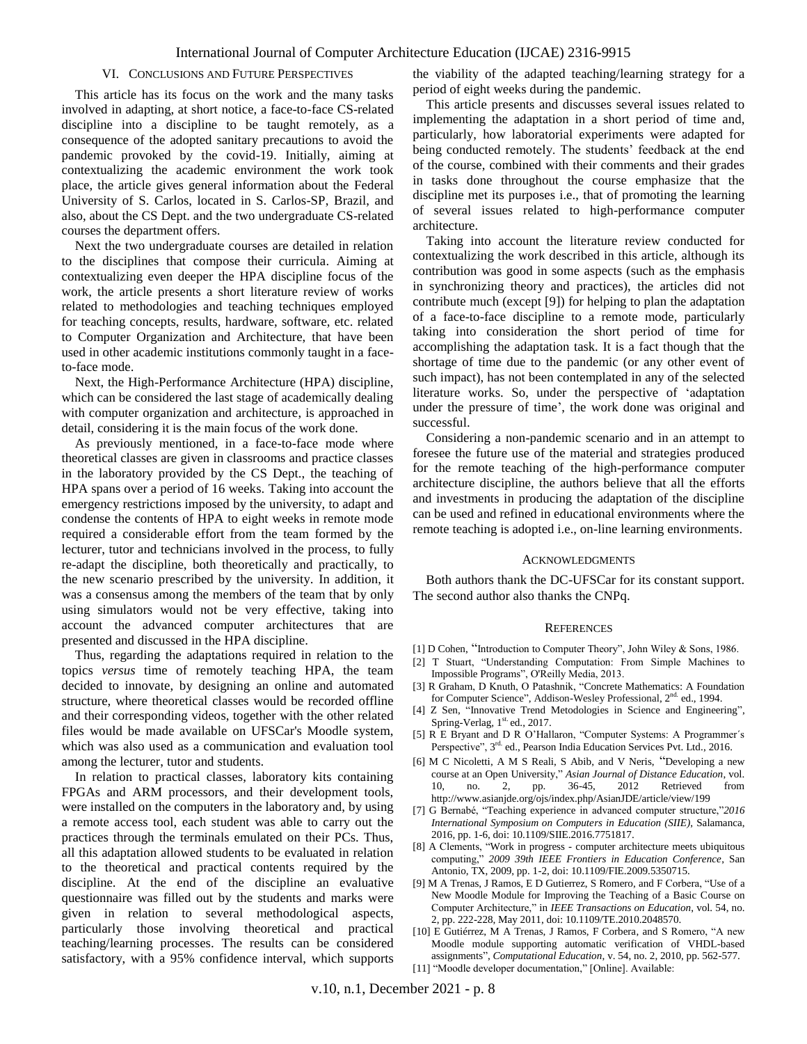## VI. Conclusions and Future Perspectives

This article has its focus on the work and the many tasks involved in adapting, at short notice, a face-to-face CS-related discipline into a discipline to be taught remotely, as a consequence of the adopted sanitary precautions to avoid the pandemic provoked by the covid-19. Initially, aiming at contextualizing the academic environment the work took place, the article gives general information about the Federal University of S. Carlos, located in S. Carlos-SP, Brazil, and also, about the CS Dept. and the two undergraduate CS-related courses the department offers.

Next the two undergraduate courses are detailed in relation to the disciplines that compose their curricula. Aiming at contextualizing even deeper the HPA discipline focus of the work, the article presents a short literature review of works related to methodologies and teaching techniques employed for teaching concepts, results, hardware, software, etc. related to Computer Organization and Architecture, that have been used in other academic institutions commonly taught in a face-to-face mode.

Next, the High-Performance Architecture (HPA) discipline, which can be considered the last stage of academically dealing with computer organization and architecture, is approached in detail, considering it is the main focus of the work done.

As previously mentioned, in a face-to-face mode where theoretical classes are given in classrooms and practice classes in the laboratory provided by the CS Dept., the teaching of HPA spans over a period of 16 weeks. Taking into account the emergency restrictions imposed by the university, to adapt and condense the contents of HPA to eight weeks in remote mode required a considerable effort from the team formed by the lecturer, tutor and technicians involved in the process, to fully re-adapt the discipline, both theoretically and practically, to the new scenario prescribed by the university. In addition, it was a consensus among the members of the team that by only using simulators would not be very effective, taking into account the advanced computer architectures that are presented and discussed in the HPA discipline.

Thus, regarding the adaptations required in relation to the topics *versus* time of remotely teaching HPA, the team decided to innovate, by designing an online and automated structure, where theoretical classes would be recorded offline and their corresponding videos, together with the other related files would be made available on UFSCar's Moodle system, which was also used as a communication and evaluation tool among the lecturer, tutor and students.

In relation to practical classes, laboratory kits containing FPGAs and ARM processors, and their development tools, were installed on the computers in the laboratory and, by using a remote access tool, each student was able to carry out the practices through the terminals emulated on their PCs. Thus, all this adaptation allowed students to be evaluated in relation to the theoretical and practical contents required by the discipline. At the end of the discipline an evaluative questionnaire was filled out by the students and marks were given in relation to several methodological aspects, particularly those involving theoretical and practical teaching/learning processes. The results can be considered satisfactory, with a 95% confidence interval, which supports the viability of the adapted teaching/learning strategy for a period of eight weeks during the pandemic.

This article presents and discusses several issues related to implementing the adaptation in a short period of time and, particularly, how laboratorial experiments were adapted for being conducted remotely. The students' feedback at the end of the course, combined with their comments and their grades in tasks done throughout the course emphasize that the discipline met its purposes i.e., that of promoting the learning of several issues related to high-performance computer architecture.

Taking into account the literature review conducted for contextualizing the work described in this article, although its contribution was good in some aspects (such as the emphasis in synchronizing theory and practices), the articles did not contribute much (except [9]) for helping to plan the adaptation of a face-to-face discipline to a remote mode, particularly taking into consideration the short period of time for accomplishing the adaptation task. It is a fact though that the shortage of time due to the pandemic (or any other event of such impact), has not been contemplated in any of the selected literature works. So, under the perspective of 'adaptation under the pressure of time', the work done was original and successful.

Considering a non-pandemic scenario and in an attempt to foresee the future use of the material and strategies produced for the remote teaching of the high-performance computer architecture discipline, the authors believe that all the efforts and investments in producing the adaptation of the discipline can be used and refined in educational environments where the remote teaching is adopted i.e., on-line learning environments.

## Acknowledgments

Both authors thank the DC-UFSCar for its constant support. The second author also thanks the CNPq.

## References

[1] D Cohen, "Introduction to Computer Theory", John Wiley & Sons, 1986.

[2] T Stuart, "Understanding Computation: From Simple Machines to Impossible Programs", O'Reilly Media, 2013.

[3] R Graham, D Knuth, O Patashnik, "Concrete Mathematics: A Foundation for Computer Science", Addison-Wesley Professional, 2nd. ed., 1994.

[4] Z Sen, "Innovative Trend Metodologies in Science and Engineering", Spring-Verlag, 1st ed., 2017.

[5] R E Bryant and D R O'Hallaron, "Computer Systems: A Programmer´s Perspective", 3rd. ed., Pearson India Education Services Pvt. Ltd., 2016.

[6] M C Nicoletti, A M S Reali, S Abib, and V Neris, "Developing a new course at an Open University," *Asian Journal of Distance Education*, vol. 10, no. 2, pp. 36-45, 2012 Retrieved from http://www.asianjde.org/ojs/index.php/AsianJDE/article/view/199

[7] G Bernabé, "Teaching experience in advanced computer structure,"*2016 International Symposium on Computers in Education (SIIE)*, Salamanca, 2016, pp. 1-6, doi: 10.1109/SIIE.2016.7751817.

[8] A Clements, "Work in progress - computer architecture meets ubiquitous computing," *2009 39th IEEE Frontiers in Education Conference*, San Antonio, TX, 2009, pp. 1-2, doi: 10.1109/FIE.2009.5350715.

[9] M A Trenas, J Ramos, E D Gutierrez, S Romero, and F Corbera, "Use of a New Moodle Module for Improving the Teaching of a Basic Course on Computer Architecture," in *IEEE Transactions on Education*, vol. 54, no. 2, pp. 222-228, May 2011, doi: 10.1109/TE.2010.2048570.

[10] E Gutiérrez, M A Trenas, J Ramos, F Corbera, and S Romero, "A new Moodle module supporting automatic verification of VHDL-based assignments", *Computational Education*, v. 54, no. 2, 2010, pp. 562-577.

[11] "Moodle developer documentation," [Online]. Available: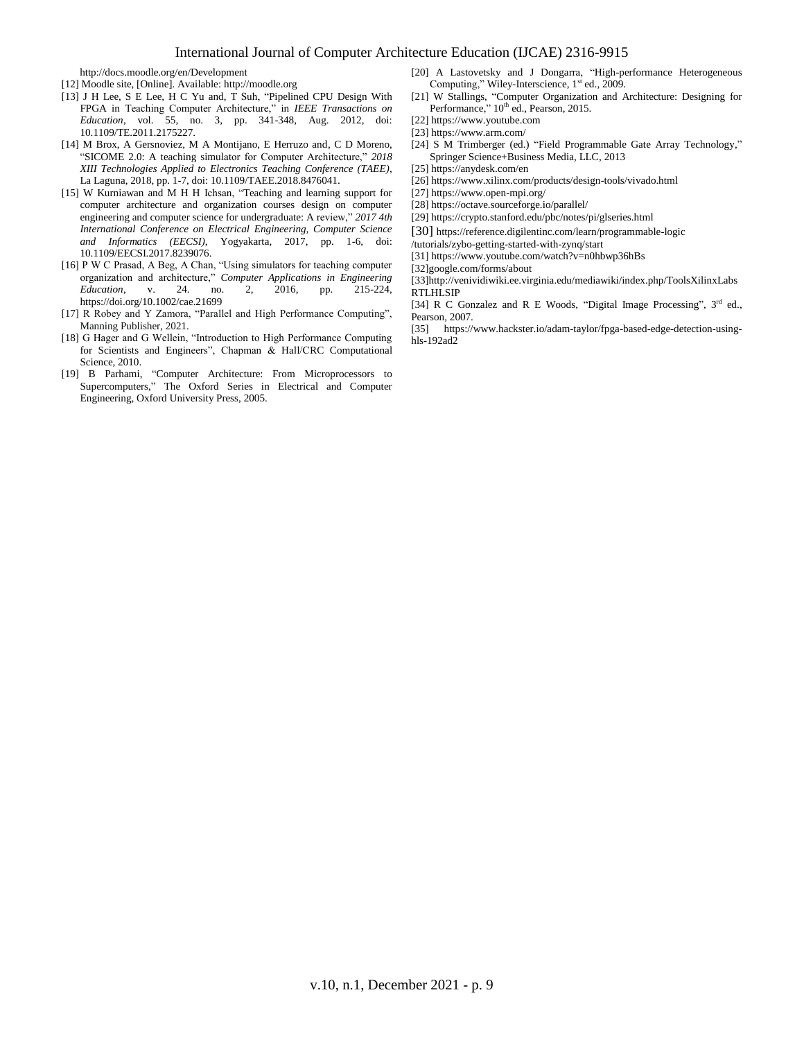http://docs.moodle.org/en/Development

[12] Moodle site, [Online]. Available: http://moodle.org

[13] J H Lee, S E Lee, H C Yu and, T Suh, "Pipelined CPU Design With FPGA in Teaching Computer Architecture," in *IEEE Transactions on Education*, vol. 55, no. 3, pp. 341-348, Aug. 2012, doi: 10.1109/TE.2011.2175227.

[14] M Brox, A Gersnoviez, M A Montijano, E Herruzo and, C D Moreno, "SICOME 2.0: A teaching simulator for Computer Architecture," *2018 XIII Technologies Applied to Electronics Teaching Conference (TAEE)*, La Laguna, 2018, pp. 1-7, doi: 10.1109/TAEE.2018.8476041.

[15] W Kurniawan and M H H Ichsan, "Teaching and learning support for computer architecture and organization courses design on computer engineering and computer science for undergraduate: A review," *2017 4th International Conference on Electrical Engineering, Computer Science and Informatics (EECSI)*, Yogyakarta, 2017, pp. 1-6, doi: 10.1109/EECSI.2017.8239076.

[16] P W C Prasad, A Beg, A Chan, "Using simulators for teaching computer organization and architecture," *Computer Applications in Engineering Education*, v. 24. no. 2, 2016, pp. 215-224, https://doi.org/10.1002/cae.21699

[17] R Robey and Y Zamora, "Parallel and High Performance Computing", Manning Publisher, 2021.

[18] G Hager and G Wellein, "Introduction to High Performance Computing for Scientists and Engineers", Chapman & Hall/CRC Computational Science, 2010.

[19] B Parhami, "Computer Architecture: From Microprocessors to Supercomputers," The Oxford Series in Electrical and Computer Engineering, Oxford University Press, 2005.

[20] A Lastovetsky and J Dongarra, "High-performance Heterogeneous Computing," Wiley-Interscience, 1st ed., 2009.

[21] W Stallings, "Computer Organization and Architecture: Designing for Performance," 10th ed., Pearson, 2015.

[22] https://www.youtube.com

[23] https://www.arm.com/

[24] S M Trimberger (ed.) "Field Programmable Gate Array Technology," Springer Science+Business Media, LLC, 2013

[25] https://anydesk.com/en

[26] https://www.xilinx.com/products/design-tools/vivado.html

[27] https://www.open-mpi.org/

[28] https://octave.sourceforge.io/parallel/

[29] https://crypto.stanford.edu/pbc/notes/pi/glseries.html

[30] https://reference.digilentinc.com/learn/programmable-logic/tutorials/zybo-getting-started-with-zynq/start

[31] https://www.youtube.com/watch?v=n0hbwp36hBs

[32]google.com/forms/about

[33]http://venividiwiki.ee.virginia.edu/mediawiki/index.php/ToolsXilinxLabsRTLHLSIP

[34] R C Gonzalez and R E Woods, "Digital Image Processing", 3rd ed., Pearson, 2007.

[35] https://www.hackster.io/adam-taylor/fpga-based-edge-detection-using-hls-192ad2